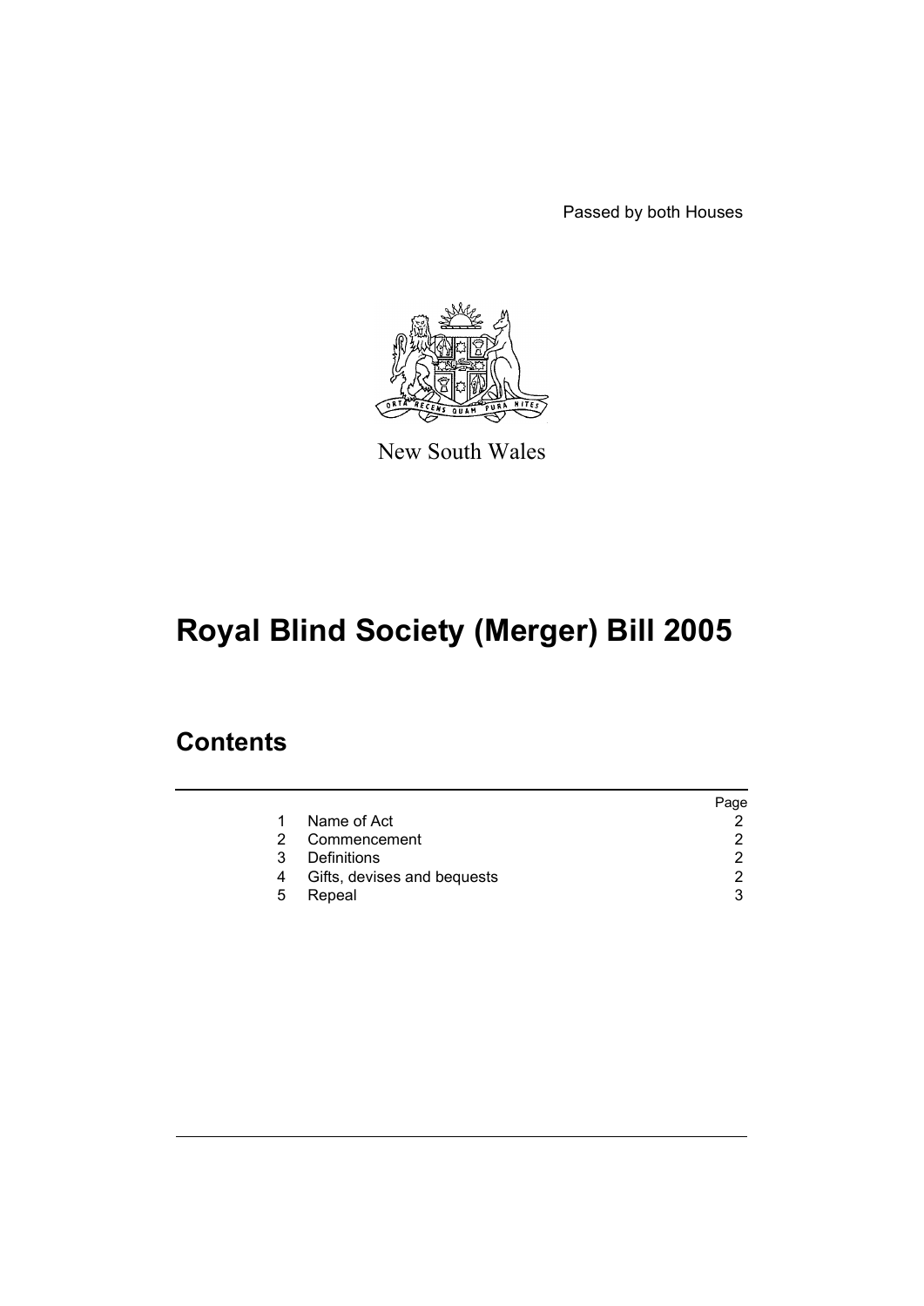Passed by both Houses

New South Wales

# Royal Blind Society (Merger) Bill 2005

## Contents

| | | Page |
|---|---|---|
| 1 | Name of Act | 2 |
| 2 | Commencement | 2 |
| 3 | Definitions | 2 |
| 4 | Gifts, devises and bequests | 2 |
| 5 | Repeal | 3 |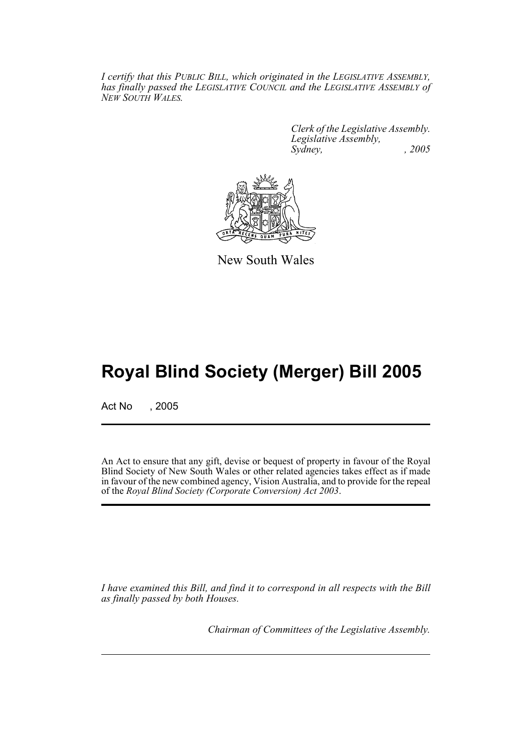*I certify that this PUBLIC BILL, which originated in the LEGISLATIVE ASSEMBLY, has finally passed the LEGISLATIVE COUNCIL and the LEGISLATIVE ASSEMBLY of NEW SOUTH WALES.*

*Clerk of the Legislative Assembly.*
*Legislative Assembly,*
*Sydney, , 2005*

New South Wales

# Royal Blind Society (Merger) Bill 2005

Act No , 2005

An Act to ensure that any gift, devise or bequest of property in favour of the Royal Blind Society of New South Wales or other related agencies takes effect as if made in favour of the new combined agency, Vision Australia, and to provide for the repeal of the *Royal Blind Society (Corporate Conversion) Act 2003*.

*I have examined this Bill, and find it to correspond in all respects with the Bill as finally passed by both Houses.*

*Chairman of Committees of the Legislative Assembly.*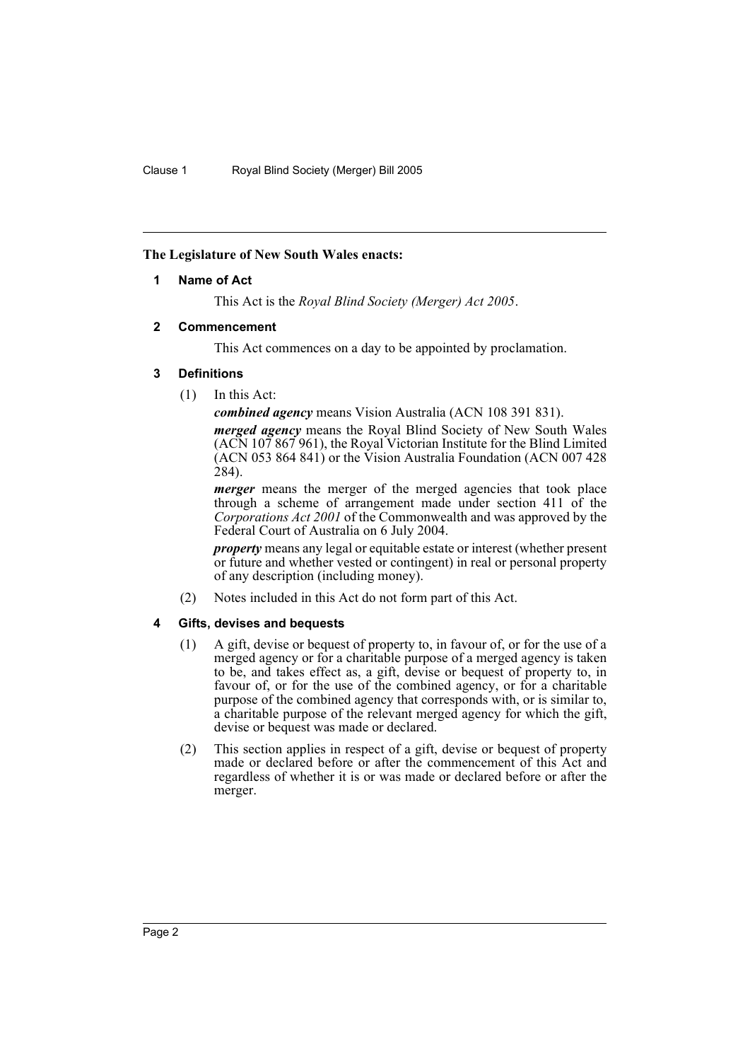**The Legislature of New South Wales enacts:**

## 1 Name of Act

This Act is the *Royal Blind Society (Merger) Act 2005*.

## 2 Commencement

This Act commences on a day to be appointed by proclamation.

## 3 Definitions

(1) In this Act:

***combined agency*** means Vision Australia (ACN 108 391 831).

***merged agency*** means the Royal Blind Society of New South Wales (ACN 107 867 961), the Royal Victorian Institute for the Blind Limited (ACN 053 864 841) or the Vision Australia Foundation (ACN 007 428 284).

***merger*** means the merger of the merged agencies that took place through a scheme of arrangement made under section 411 of the *Corporations Act 2001* of the Commonwealth and was approved by the Federal Court of Australia on 6 July 2004.

***property*** means any legal or equitable estate or interest (whether present or future and whether vested or contingent) in real or personal property of any description (including money).

(2) Notes included in this Act do not form part of this Act.

## 4 Gifts, devises and bequests

(1) A gift, devise or bequest of property to, in favour of, or for the use of a merged agency or for a charitable purpose of a merged agency is taken to be, and takes effect as, a gift, devise or bequest of property to, in favour of, or for the use of the combined agency, or for a charitable purpose of the combined agency that corresponds with, or is similar to, a charitable purpose of the relevant merged agency for which the gift, devise or bequest was made or declared.

(2) This section applies in respect of a gift, devise or bequest of property made or declared before or after the commencement of this Act and regardless of whether it is or was made or declared before or after the merger.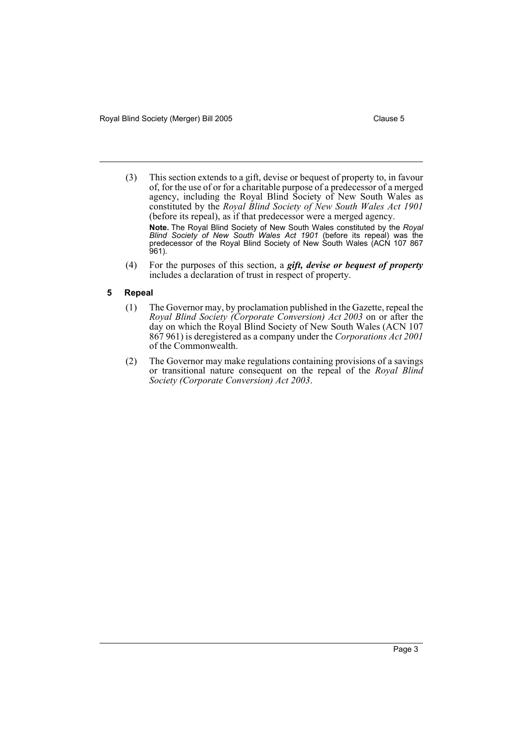(3) This section extends to a gift, devise or bequest of property to, in favour of, for the use of or for a charitable purpose of a predecessor of a merged agency, including the Royal Blind Society of New South Wales as constituted by the *Royal Blind Society of New South Wales Act 1901* (before its repeal), as if that predecessor were a merged agency.

**Note.** The Royal Blind Society of New South Wales constituted by the *Royal Blind Society of New South Wales Act 1901* (before its repeal) was the predecessor of the Royal Blind Society of New South Wales (ACN 107 867 961).

(4) For the purposes of this section, a ***gift, devise or bequest of property*** includes a declaration of trust in respect of property.

### 5 Repeal

(1) The Governor may, by proclamation published in the Gazette, repeal the *Royal Blind Society (Corporate Conversion) Act 2003* on or after the day on which the Royal Blind Society of New South Wales (ACN 107 867 961) is deregistered as a company under the *Corporations Act 2001* of the Commonwealth.

(2) The Governor may make regulations containing provisions of a savings or transitional nature consequent on the repeal of the *Royal Blind Society (Corporate Conversion) Act 2003*.